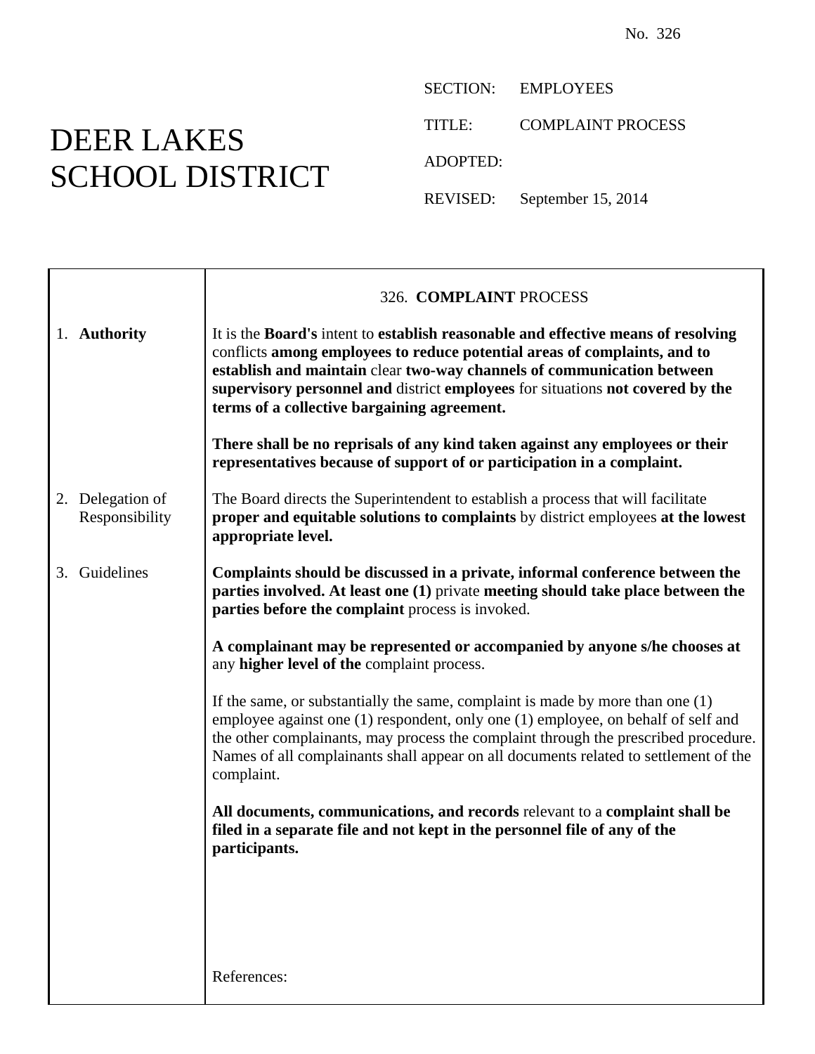No. 326

# DEER LAKES SCHOOL DISTRICT

SECTION: EMPLOYEES

TITLE: COMPLAINT PROCESS

ADOPTED:

REVISED: September 15, 2014

## 326. COMPLAINT PROCESS

### 1. Authority

It is the **Board's** intent to **establish reasonable and effective means of resolving** conflicts **among employees to reduce potential areas of complaints, and to establish and maintain** clear **two-way channels of communication between supervisory personnel and** district **employees** for situations **not covered by the terms of a collective bargaining agreement.**

**There shall be no reprisals of any kind taken against any employees or their representatives because of support of or participation in a complaint.**

### 2. Delegation of Responsibility

The Board directs the Superintendent to establish a process that will facilitate **proper and equitable solutions to complaints** by district employees **at the lowest appropriate level.**

### 3. Guidelines

**Complaints should be discussed in a private, informal conference between the parties involved. At least one (1)** private **meeting should take place between the parties before the complaint** process is invoked.

**A complainant may be represented or accompanied by anyone s/he chooses at** any **higher level of the** complaint process.

If the same, or substantially the same, complaint is made by more than one (1) employee against one (1) respondent, only one (1) employee, on behalf of self and the other complainants, may process the complaint through the prescribed procedure. Names of all complainants shall appear on all documents related to settlement of the complaint.

**All documents, communications, and records** relevant to a **complaint shall be filed in a separate file and not kept in the personnel file of any of the participants.**

References: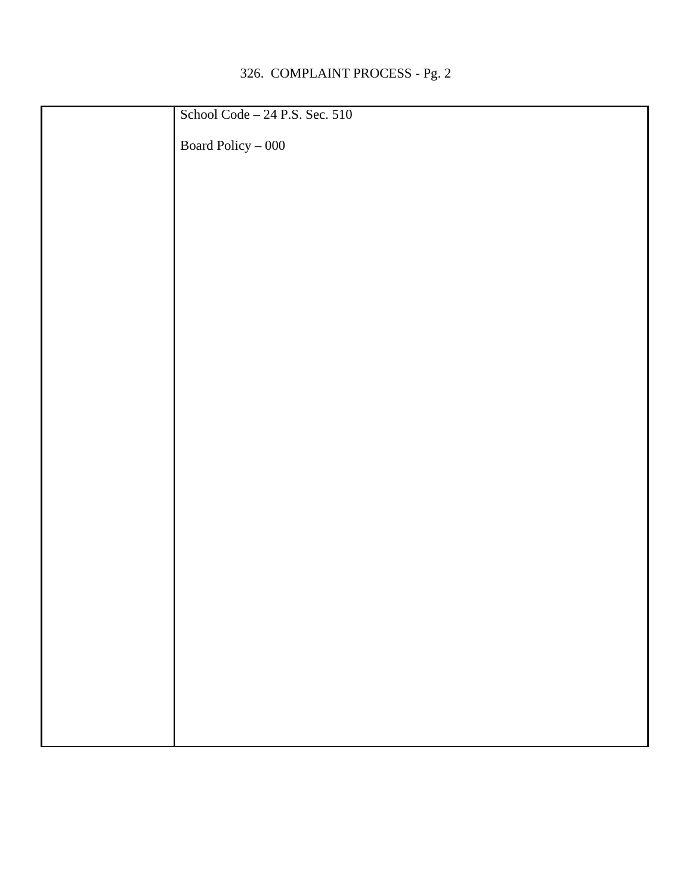| | |
|---|---|
| | School Code – 24 P.S. Sec. 510<br><br>Board Policy – 000 |